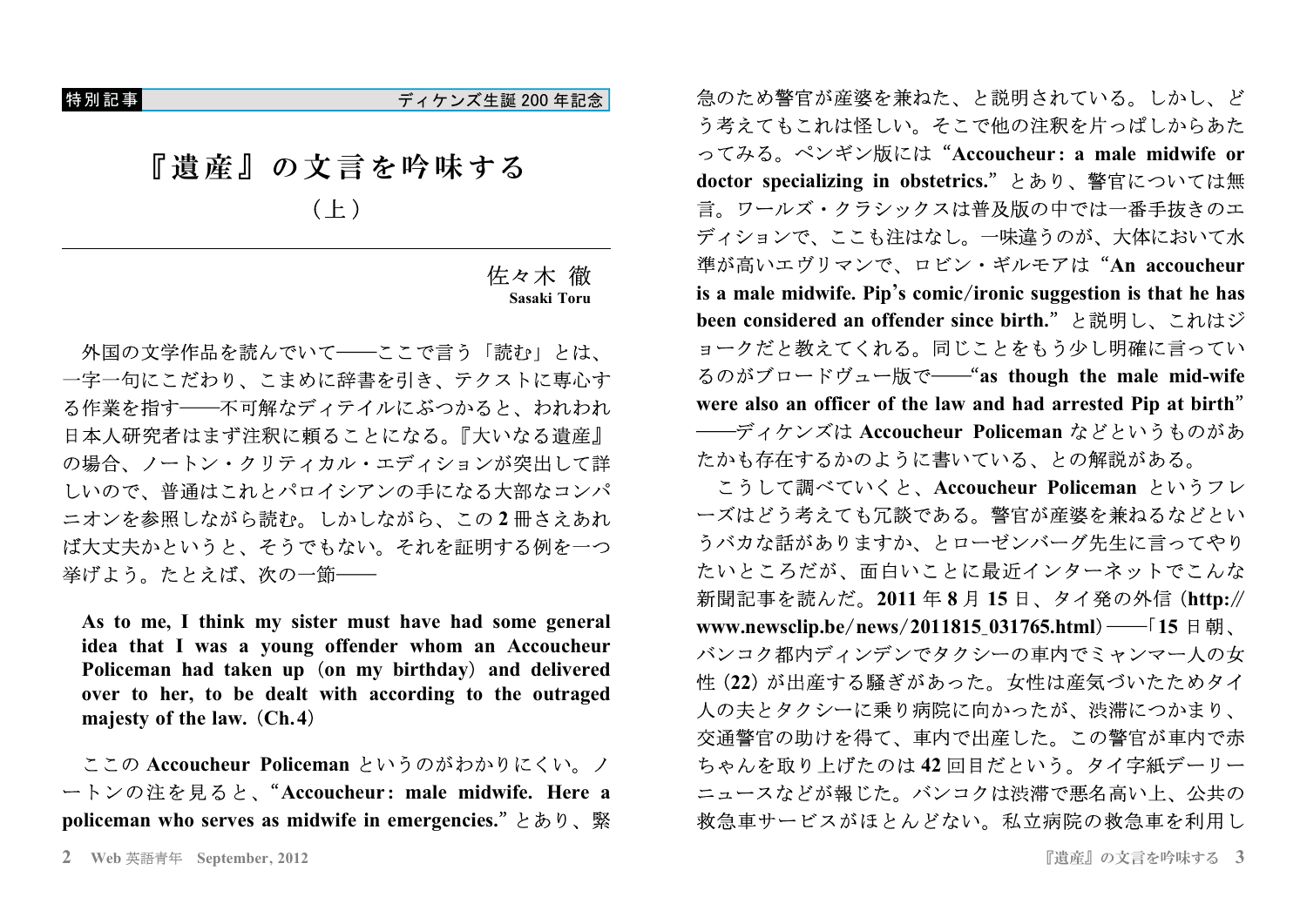特別記事　ディケンズ生誕 200 年記念

# 『遺産』の文言を吟味する

## （上）

佐々木 徹
**Sasaki Toru**

外国の文学作品を読んでいて――ここで言う「読む」とは、一字一句にこだわり、こまめに辞書を引き、テクストに専心する作業を指す――不可解なディテイルにぶつかると、われわれ日本人研究者はまず注釈に頼ることになる。『大いなる遺産』の場合、ノートン・クリティカル・エディションが突出して詳しいので、普通はこれとパロイシアンの手になる大部なコンパニオンを参照しながら読む。しかしながら、この **2** 冊さえあれば大丈夫かというと、そうでもない。それを証明する例を一つ挙げよう。たとえば、次の一節――

> **As to me, I think my sister must have had some general idea that I was a young offender whom an Accoucheur Policeman had taken up (on my birthday) and delivered over to her, to be dealt with according to the outraged majesty of the law. (Ch.4)**

ここの **Accoucheur Policeman** というのがわかりにくい。ノートンの注を見ると、"**Accoucheur: male midwife. Here a policeman who serves as midwife in emergencies.**" とあり、緊急のため警官が産婆を兼ねた、と説明されている。しかし、どう考えてもこれは怪しい。そこで他の注釈を片っぱしからあたってみる。ペンギン版には "**Accoucheur: a male midwife or doctor specializing in obstetrics.**" とあり、警官については無言。ワールズ・クラシックスは普及版の中では一番手抜きのエディションで、ここも注はなし。一味違うのが、大体において水準が高いエヴリマンで、ロビン・ギルモアは "**An accoucheur is a male midwife. Pip's comic/ironic suggestion is that he has been considered an offender since birth.**" と説明し、これはジョークだと教えてくれる。同じことをもう少し明確に言っているのがブロードヴュー版で――"**as though the male mid-wife were also an officer of the law and had arrested Pip at birth**"――ディケンズは **Accoucheur Policeman** などというものがあたかも存在するかのように書いている、との解説がある。

こうして調べていくと、**Accoucheur Policeman** というフレーズはどう考えても冗談である。警官が産婆を兼ねるなどというバカな話がありますか、とローゼンバーグ先生に言ってやりたいところだが、面白いことに最近インターネットでこんな新聞記事を読んだ。**2011** 年 **8** 月 **15** 日、タイ発の外信（**http://www.newsclip.be/news/2011815_031765.html**）――「**15** 日朝、バンコク都内ディンデンでタクシーの車内でミャンマー人の女性（**22**）が出産する騒ぎがあった。女性は産気づいたためタイ人の夫とタクシーに乗り病院に向かったが、渋滞につかまり、交通警官の助けを得て、車内で出産した。この警官が車内で赤ちゃんを取り上げたのは **42** 回目だという。タイ字紙デーリーニュースなどが報じた。バンコクは渋滞で悪名高い上、公共の救急車サービスがほとんどない。私立病院の救急車を利用し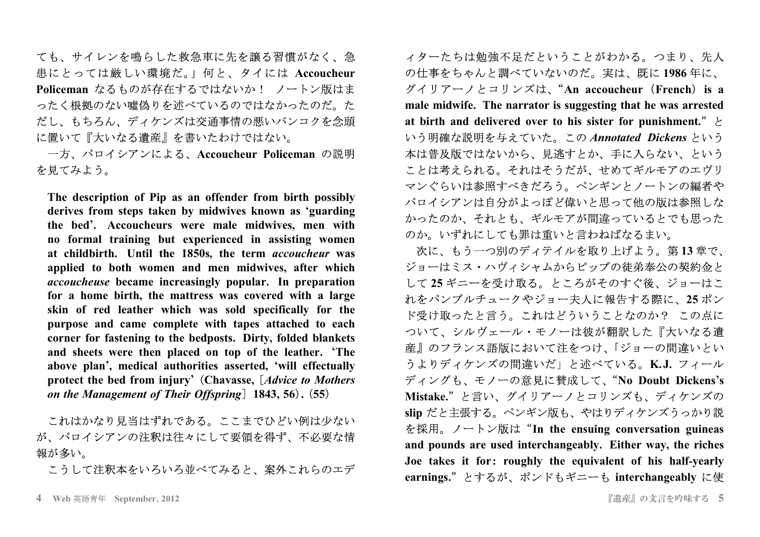ても、サイレンを鳴らした救急車に先を譲る習慣がなく、急患にとっては厳しい環境だ。」何と、タイには **Accoucheur Policeman** なるものが存在するではないか！　ノートン版はまったく根拠のない嘘偽りを述べているのではなかったのだ。ただし、もちろん、ディケンズは交通事情の悪いバンコクを念頭に置いて『大いなる遺産』を書いたわけではない。

一方、パロイシアンによる、**Accoucheur Policeman** の説明を見てみよう。

> **The description of Pip as an offender from birth possibly derives from steps taken by midwives known as 'guarding the bed'. Accoucheurs were male midwives, men with no formal training but experienced in assisting women at childbirth. Until the 1850s, the term *accoucheur* was applied to both women and men midwives, after which *accoucheuse* became increasingly popular. In preparation for a home birth, the mattress was covered with a large skin of red leather which was sold specifically for the purpose and came complete with tapes attached to each corner for fastening to the bedposts. Dirty, folded blankets and sheets were then placed on top of the leather. 'The above plan', medical authorities asserted, 'will effectually protect the bed from injury'（Chavasse,［*Advice to Mothers on the Management of Their Offspring*］1843, 56）.（55）**

これはかなり見当はずれである。ここまでひどい例は少ないが、パロイシアンの注釈は往々にして要領を得ず、不必要な情報が多い。

こうして注釈本をいろいろ並べてみると、案外これらのエディターたちは勉強不足だということがわかる。つまり、先人の仕事をちゃんと調べていないのだ。実は、既に **1986** 年に、グイリアーノとコリンズは、"**An accoucheur（French）is a male midwife. The narrator is suggesting that he was arrested at birth and delivered over to his sister for punishment.**" という明確な説明を与えていた。この ***Annotated Dickens*** という本は普及版ではないから、見逃すとか、手に入らない、ということは考えられる。それはそうだが、せめてギルモアのエヴリマンぐらいは参照すべきだろう。ペンギンとノートンの編者やパロイシアンは自分がよっぽど偉いと思って他の版は参照しなかったのか、それとも、ギルモアが間違っているとでも思ったのか。いずれにしても罪は重いと言わねばなるまい。

次に、もう一つ別のディテイルを取り上げよう。第 **13** 章で、ジョーはミス・ハヴィシャムからピップの徒弟奉公の契約金として **25** ギニーを受け取る。ところがそのすぐ後、ジョーはこれをパンブルチュークやジョー夫人に報告する際に、**25** ポンド受け取ったと言う。これはどういうことなのか？　この点について、シルヴェール・モノーは彼が翻訳した『大いなる遺産』のフランス語版において注をつけ、「ジョーの間違いというよりディケンズの間違いだ」と述べている。**K.J.** フィールディングも、モノーの意見に賛成して、"**No Doubt Dickens's Mistake.**" と言い、グイリアーノとコリンズも、ディケンズの **slip** だと主張する。ペンギン版も、やはりディケンズうっかり説を採用。ノートン版は "**In the ensuing conversation guineas and pounds are used interchangeably. Either way, the riches Joe takes it for: roughly the equivalent of his half-yearly earnings.**" とするが、ポンドもギニーも **interchangeably** に使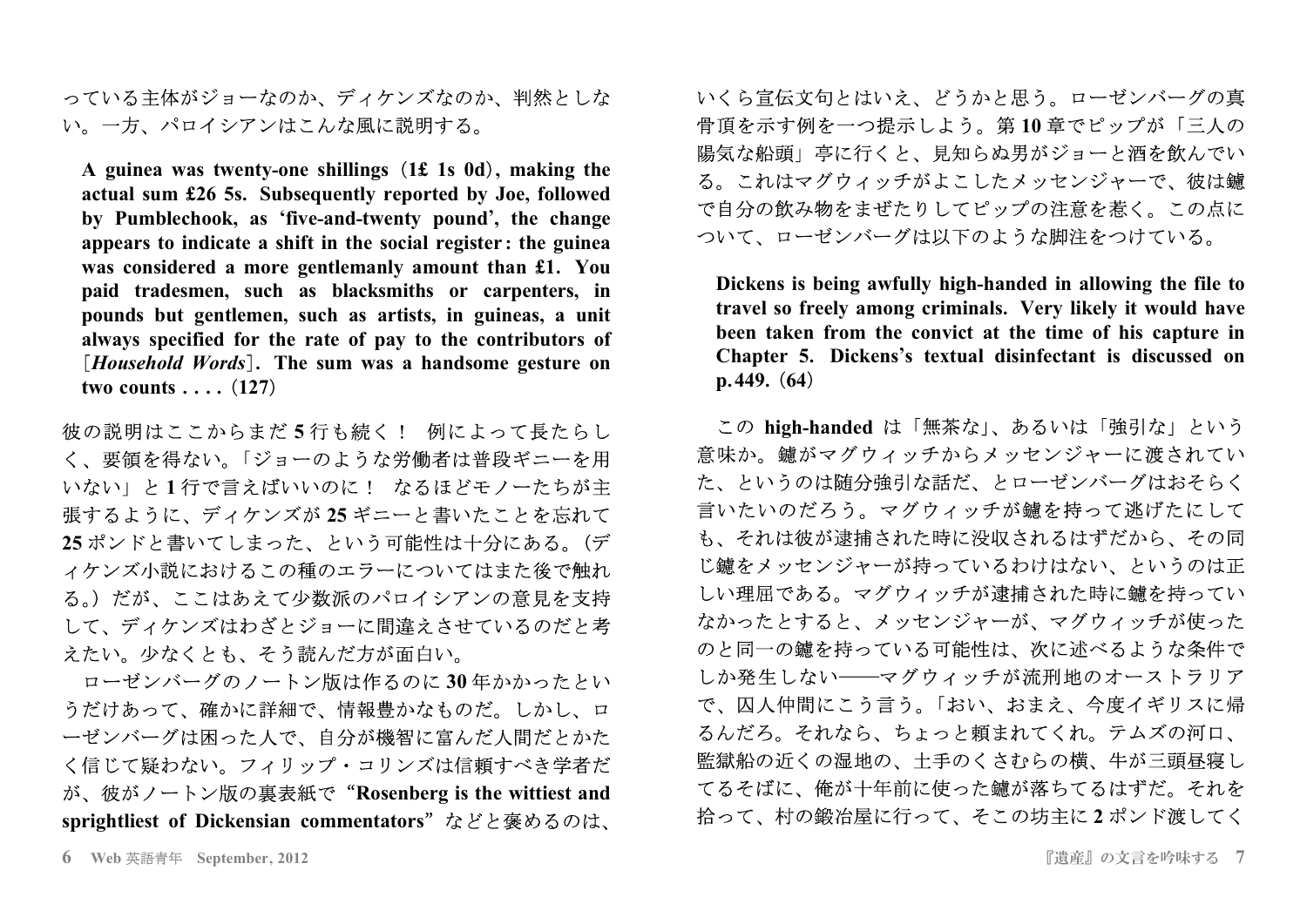っている主体がジョーなのか、ディケンズなのか、判然としない。一方、パロイシアンはこんな風に説明する。

> **A guinea was twenty-one shillings（1£ 1s 0d）, making the actual sum £26 5s. Subsequently reported by Joe, followed by Pumblechook, as 'five-and-twenty pound', the change appears to indicate a shift in the social register: the guinea was considered a more gentlemanly amount than £1. You paid tradesmen, such as blacksmiths or carpenters, in pounds but gentlemen, such as artists, in guineas, a unit always specified for the rate of pay to the contributors of [*Household Words*]. The sum was a handsome gesture on two counts . . . .（127）**

彼の説明はここからまだ **5** 行も続く！　例によって長たらしく、要領を得ない。「ジョーのような労働者は普段ギニーを用いない」と **1** 行で言えばいいのに！　なるほどモノーたちが主張するように、ディケンズが **25** ギニーと書いたことを忘れて **25** ポンドと書いてしまった、という可能性は十分にある。（ディケンズ小説におけるこの種のエラーについてはまた後で触れる。）だが、ここはあえて少数派のパロイシアンの意見を支持して、ディケンズはわざとジョーに間違えさせているのだと考えたい。少なくとも、そう読んだ方が面白い。

ローゼンバーグのノートン版は作るのに **30** 年かかったというだけあって、確かに詳細で、情報豊かなものだ。しかし、ローゼンバーグは困った人で、自分が機智に富んだ人間だとかたく信じて疑わない。フィリップ・コリンズは信頼すべき学者だが、彼がノートン版の裏表紙で "**Rosenberg is the wittiest and sprightliest of Dickensian commentators**" などと褒めるのは、いくら宣伝文句とはいえ、どうかと思う。ローゼンバーグの真骨頂を示す例を一つ提示しよう。第 **10** 章でピップが「三人の陽気な船頭」亭に行くと、見知らぬ男がジョーと酒を飲んでいる。これはマグウィッチがよこしたメッセンジャーで、彼は鑢で自分の飲み物をまぜたりしてピップの注意を惹く。この点について、ローゼンバーグは以下のような脚注をつけている。

> **Dickens is being awfully high-handed in allowing the file to travel so freely among criminals. Very likely it would have been taken from the convict at the time of his capture in Chapter 5. Dickens's textual disinfectant is discussed on p. 449.（64）**

この **high-handed** は「無茶な」、あるいは「強引な」という意味か。鑢がマグウィッチからメッセンジャーに渡されていた、というのは随分強引な話だ、とローゼンバーグはおそらく言いたいのだろう。マグウィッチが鑢を持って逃げたにしても、それは彼が逮捕された時に没収されるはずだから、その同じ鑢をメッセンジャーが持っているわけはない、というのは正しい理屈である。マグウィッチが逮捕された時に鑢を持っていなかったとすると、メッセンジャーが、マグウィッチが使ったのと同一の鑢を持っている可能性は、次に述べるような条件でしか発生しない――マグウィッチが流刑地のオーストラリアで、囚人仲間にこう言う。「おい、おまえ、今度イギリスに帰るんだろ。それなら、ちょっと頼まれてくれ。テムズの河口、監獄船の近くの湿地の、土手のくさむらの横、牛が三頭昼寝してるそばに、俺が十年前に使った鑢が落ちてるはずだ。それを拾って、村の鍛冶屋に行って、そこの坊主に **2** ポンド渡してく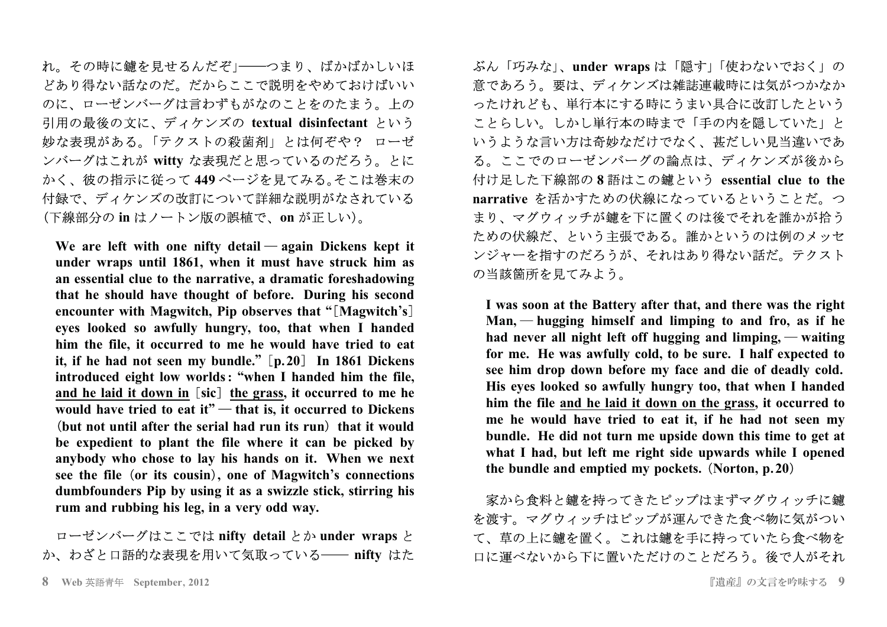れ。その時に鑢を見せるんだぞ」――つまり、ばかばかしいほどあり得ない話なのだ。だからここで説明をやめておけばいいのに、ローゼンバーグは言わずもがなのことをのたまう。上の引用の最後の文に、ディケンズの **textual disinfectant** という妙な表現がある。「テクストの殺菌剤」とは何ぞや？　ローゼンバーグはこれが **witty** な表現だと思っているのだろう。とにかく、彼の指示に従って **449** ページを見てみる。そこは巻末の付録で、ディケンズの改訂について詳細な説明がなされている（下線部分の **in** はノートン版の誤植で、**on** が正しい）。

> **We are left with one nifty detail — again Dickens kept it under wraps until 1861, when it must have struck him as an essential clue to the narrative, a dramatic foreshadowing that he should have thought of before. During his second encounter with Magwitch, Pip observes that "［Magwitch's］ eyes looked so awfully hungry, too, that when I handed him the file, it occurred to me he would have tried to eat it, if he had not seen my bundle."［p. 20］ In 1861 Dickens introduced eight low worlds: "when I handed him the file, <u>and he laid it down in</u>［sic］ <u>the grass</u>, it occurred to me he would have tried to eat it" — that is, it occurred to Dickens（but not until after the serial had run its run）that it would be expedient to plant the file where it can be picked by anybody who chose to lay his hands on it. When we next see the file（or its cousin）, one of Magwitch's connections dumbfounders Pip by using it as a swizzle stick, stirring his rum and rubbing his leg, in a very odd way.**

ローゼンバーグはここでは **nifty detail** とか **under wraps** とか、わざと口語的な表現を用いて気取っている―― **nifty** はたぶん「巧みな」、**under wraps** は「隠す」「使わないでおく」の意であろう。要は、ディケンズは雑誌連載時には気がつかなかったけれども、単行本にする時にうまい具合に改訂したということらしい。しかし単行本の時まで「手の内を隠していた」というような言い方は奇妙なだけでなく、甚だしい見当違いである。ここでのローゼンバーグの論点は、ディケンズが後から付け足した下線部の **8** 語はこの鑢という **essential clue to the narrative** を活かすための伏線になっているということだ。つまり、マグウィッチが鑢を下に置くのは後でそれを誰かが拾うための伏線だ、という主張である。誰かというのは例のメッセンジャーを指すのだろうが、それはあり得ない話だ。テクストの当該箇所を見てみよう。

> **I was soon at the Battery after that, and there was the right Man, — hugging himself and limping to and fro, as if he had never all night left off hugging and limping, — waiting for me. He was awfully cold, to be sure. I half expected to see him drop down before my face and die of deadly cold. His eyes looked so awfully hungry too, that when I handed him the file <u>and he laid it down on the grass</u>, it occurred to me he would have tried to eat it, if he had not seen my bundle. He did not turn me upside down this time to get at what I had, but left me right side upwards while I opened the bundle and emptied my pockets.（Norton, p. 20）**

家から食料と鑢を持ってきたピップはまずマグウィッチに鑢を渡す。マグウィッチはピップが運んできた食べ物に気がついて、草の上に鑢を置く。これは鑢を手に持っていたら食べ物を口に運べないから下に置いただけのことだろう。後で人がそれ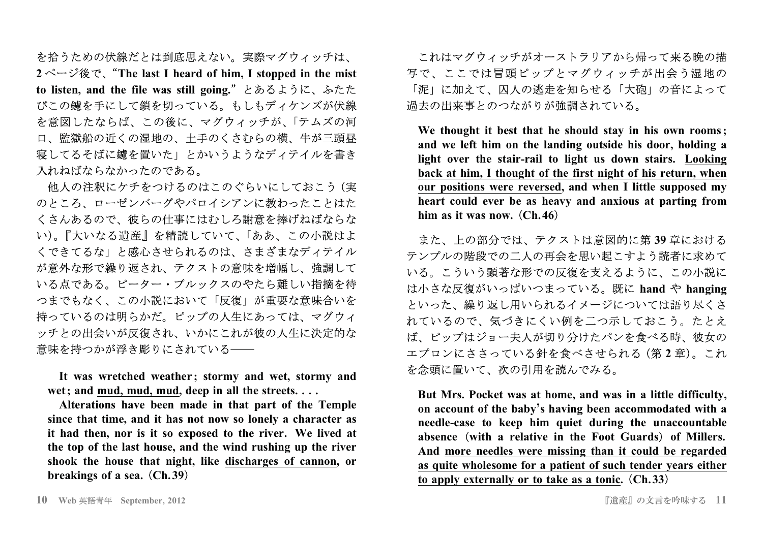を拾うための伏線だとは到底思えない。実際マグウィッチは、**2** ページ後で、“**The last I heard of him, I stopped in the mist to listen, and the file was still going.**”とあるように、ふたたびこの鑢を手にして鎖を切っている。もしもディケンズが伏線を意図したならば、この後に、マグウィッチが、「テムズの河口、監獄船の近くの湿地の、土手のくさむらの横、牛が三頭昼寝してるそばに鑢を置いた」とかいうようなディテイルを書き入れねばならなかったのである。

他人の注釈にケチをつけるのはこのぐらいにしておこう（実のところ、ローゼンバーグやパロイシアンに教わったことはたくさんあるので、彼らの仕事にはむしろ謝意を捧げねばならない)。『大いなる遺産』を精読していて、「ああ、この小説はよくできてるな」と感心させられるのは、さまざまなディテイルが意外な形で繰り返され、テクストの意味を増幅し、強調している点である。ピーター・ブルックスのやたら難しい指摘を待つまでもなく、この小説において「反復」が重要な意味合いを持っているのは明らかだ。ピップの人生にあっては、マグウィッチとの出会いが反復され、いかにこれが彼の人生に決定的な意味を持つかが浮き彫りにされている――

> **It was wretched weather; stormy and wet, stormy and wet; and <u>mud, mud, mud</u>, deep in all the streets. . . .**
>
> **Alterations have been made in that part of the Temple since that time, and it has not now so lonely a character as it had then, nor is it so exposed to the river. We lived at the top of the last house, and the wind rushing up the river shook the house that night, like <u>discharges of cannon</u>, or breakings of a sea.（Ch.39）**

これはマグウィッチがオーストラリアから帰って来る晩の描写で、ここでは冒頭ピップとマグウィッチが出会う湿地の「泥」に加えて、囚人の逃走を知らせる「大砲」の音によって過去の出来事とのつながりが強調されている。

> **We thought it best that he should stay in his own rooms; and we left him on the landing outside his door, holding a light over the stair-rail to light us down stairs. <u>Looking back at him, I thought of the first night of his return, when our positions were reversed</u>, and when I little supposed my heart could ever be as heavy and anxious at parting from him as it was now.（Ch.46）**

また、上の部分では、テクストは意図的に第 **39** 章におけるテンプルの階段での二人の再会を思い起こすよう読者に求めている。こういう顕著な形での反復を支えるように、この小説には小さな反復がいっぱいつまっている。既に **hand** や **hanging** といった、繰り返し用いられるイメージについては語り尽くされているので、気づきにくい例を二つ示しておこう。たとえば、ピップはジョー夫人が切り分けたパンを食べる時、彼女のエプロンにささっている針を食べさせられる（第 **2** 章)。これを念頭に置いて、次の引用を読んでみる。

> **But Mrs. Pocket was at home, and was in a little difficulty, on account of the baby's having been accommodated with a needle-case to keep him quiet during the unaccountable absence（with a relative in the Foot Guards）of Millers. And <u>more needles were missing than it could be regarded as quite wholesome for a patient of such tender years either to apply externally or to take as a tonic</u>.（Ch.33）**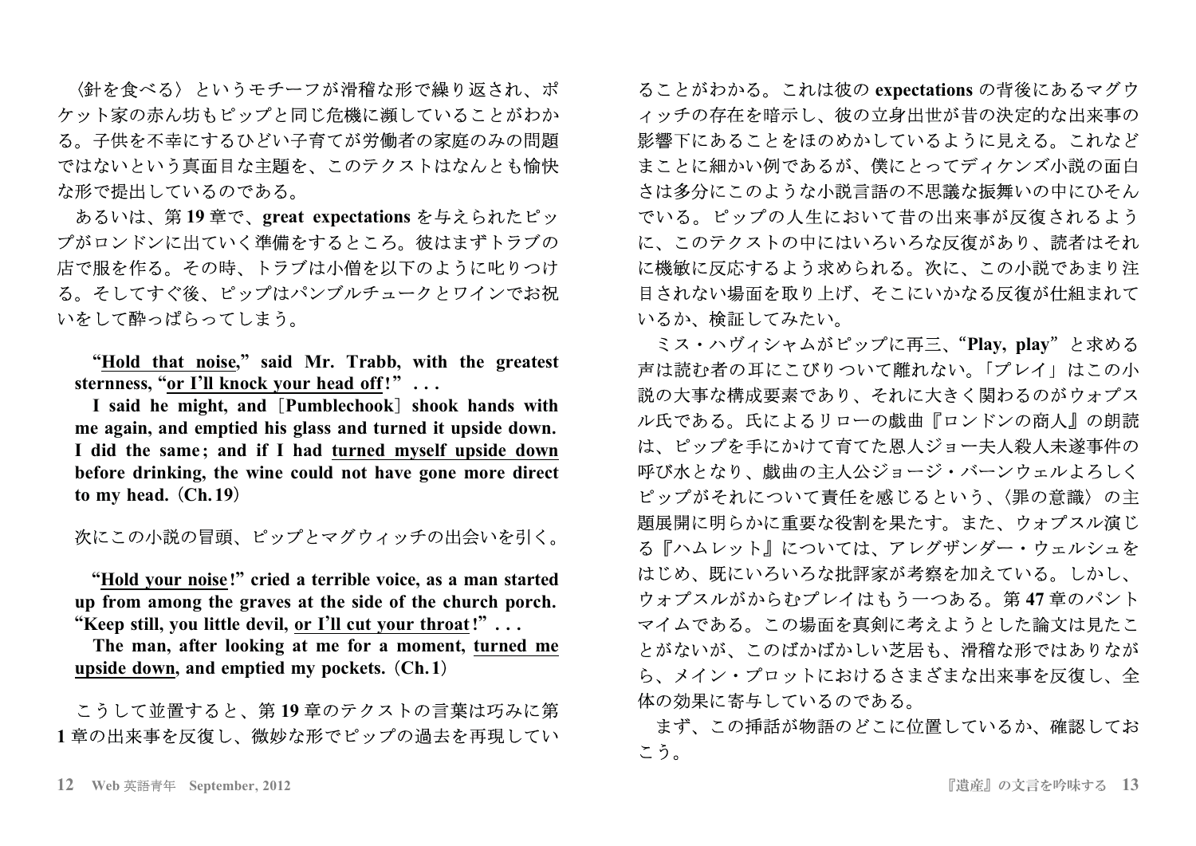〈針を食べる〉というモチーフが滑稽な形で繰り返され、ポケット家の赤ん坊もピップと同じ危機に瀕していることがわかる。子供を不幸にするひどい子育てが労働者の家庭のみの問題ではないという真面目な主題を、このテクストはなんとも愉快な形で提出しているのである。

あるいは、第 **19** 章で、**great expectations** を与えられたピップがロンドンに出ていく準備をするところ。彼はまずトラブの店で服を作る。その時、トラブは小僧を以下のように叱りつける。そしてすぐ後、ピップはパンブルチュークとワインでお祝いをして酔っぱらってしまう。

> **"<u>Hold that noise</u>," said Mr. Trabb, with the greatest sternness, "<u>or I'll knock your head off</u>!" . . .**
>
> **I said he might, and [Pumblechook] shook hands with me again, and emptied his glass and turned it upside down. I did the same; and if I had <u>turned myself upside down</u> before drinking, the wine could not have gone more direct to my head. (Ch. 19)**

次にこの小説の冒頭、ピップとマグウィッチの出会いを引く。

> **"<u>Hold your noise</u>!" cried a terrible voice, as a man started up from among the graves at the side of the church porch. "Keep still, you little devil, <u>or I'll cut your throat</u>!" . . .**
>
> **The man, after looking at me for a moment, <u>turned me upside down</u>, and emptied my pockets. (Ch. 1)**

こうして並置すると、第 **19** 章のテクストの言葉は巧みに第 **1** 章の出来事を反復し、微妙な形でピップの過去を再現していることがわかる。これは彼の **expectations** の背後にあるマグウィッチの存在を暗示し、彼の立身出世が昔の決定的な出来事の影響下にあることをほのめかしているように見える。これなどまことに細かい例であるが、僕にとってディケンズ小説の面白さは多分にこのような小説言語の不思議な振舞いの中にひそんでいる。ピップの人生において昔の出来事が反復されるように、このテクストの中にはいろいろな反復があり、読者はそれに機敏に反応するよう求められる。次に、この小説であまり注目されない場面を取り上げ、そこにいかなる反復が仕組まれているか、検証してみたい。

ミス・ハヴィシャムがピップに再三、"**Play, play**" と求める声は読む者の耳にこびりついて離れない。「プレイ」はこの小説の大事な構成要素であり、それに大きく関わるのがウォプスル氏である。氏によるリローの戯曲『ロンドンの商人』の朗読は、ピップを手にかけて育てた恩人ジョー夫人殺人未遂事件の呼び水となり、戯曲の主人公ジョージ・バーンウェルよろしくピップがそれについて責任を感じるという、〈罪の意識〉の主題展開に明らかに重要な役割を果たす。また、ウォプスル演じる『ハムレット』については、アレグザンダー・ウェルシュをはじめ、既にいろいろな批評家が考察を加えている。しかし、ウォプスルがからむプレイはもう一つある。第 **47** 章のパントマイムである。この場面を真剣に考えようとした論文は見たことがないが、このばかばかしい芝居も、滑稽な形ではありながら、メイン・プロットにおけるさまざまな出来事を反復し、全体の効果に寄与しているのである。

まず、この挿話が物語のどこに位置しているか、確認しておこう。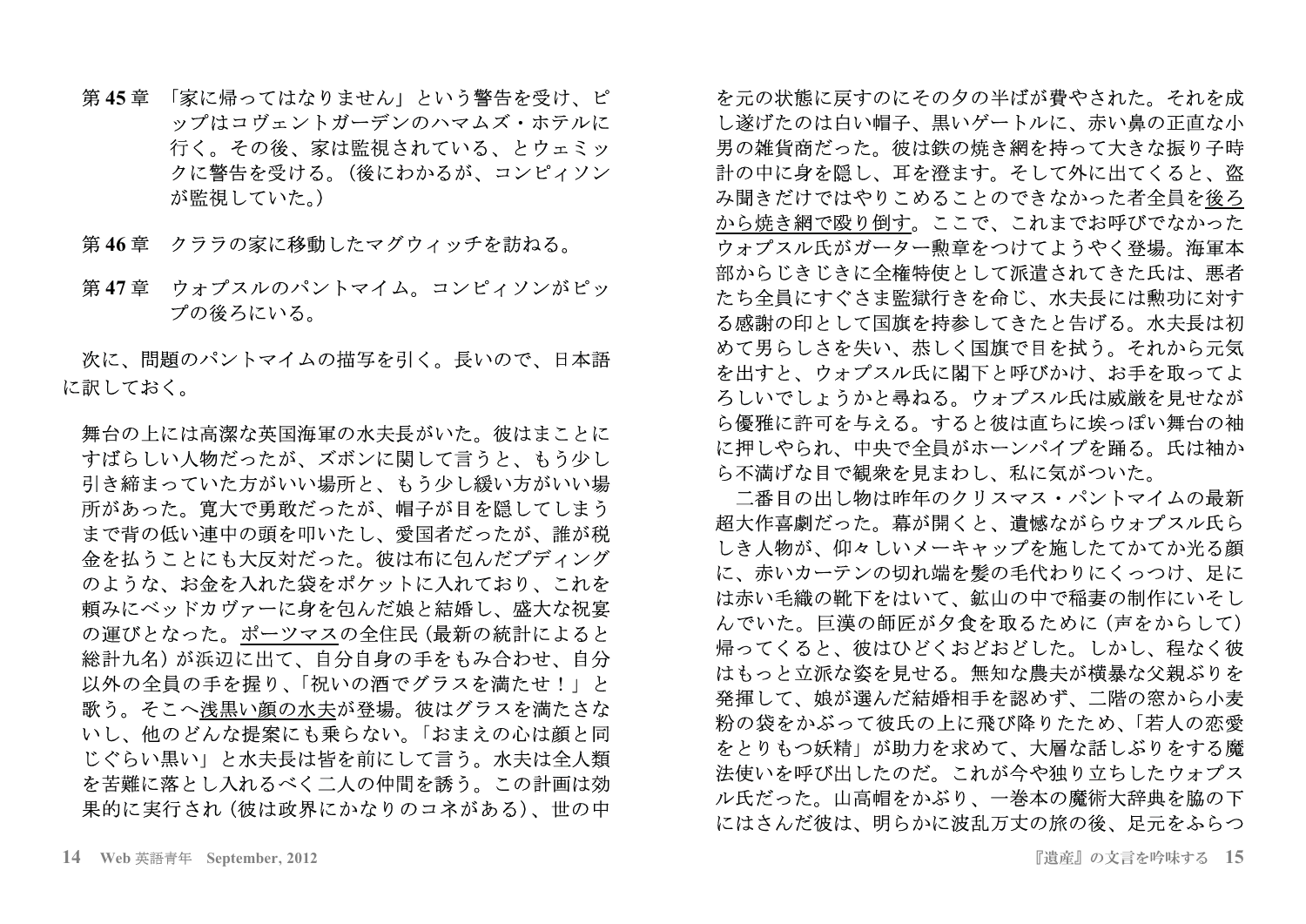第 **45** 章　「家に帰ってはなりません」という警告を受け、ピップはコヴェントガーデンのハマムズ・ホテルに行く。その後、家は監視されている、とウェミックに警告を受ける。（後にわかるが、コンピィソンが監視していた。）

第 **46** 章　クララの家に移動したマグウィッチを訪ねる。

第 **47** 章　ウォプスルのパントマイム。コンピィソンがピップの後ろにいる。

次に、問題のパントマイムの描写を引く。長いので、日本語に訳しておく。

> 舞台の上には高潔な英国海軍の水夫長がいた。彼はまことにすばらしい人物だったが、ズボンに関して言うと、もう少し引き締まっていた方がいい場所と、もう少し緩い方がいい場所があった。寛大で勇敢だったが、帽子が目を隠してしまうまで背の低い連中の頭を叩いたし、愛国者だったが、誰が税金を払うことにも大反対だった。彼は布に包んだプディングのような、お金を入れた袋をポケットに入れており、これを頼みにベッドカヴァーに身を包んだ娘と結婚し、盛大な祝宴の運びとなった。ポーツマスの全住民（最新の統計によると総計九名）が浜辺に出て、自分自身の手をもみ合わせ、自分以外の全員の手を握り、「祝いの酒でグラスを満たせ！」と歌う。そこへ浅黒い顔の水夫が登場。彼はグラスを満たさないし、他のどんな提案にも乗らない。「おまえの心は顔と同じぐらい黒い」と水夫長は皆を前にして言う。水夫は全人類を苦難に落とし入れるべく二人の仲間を誘う。この計画は効果的に実行され（彼は政界にかなりのコネがある）、世の中を元の状態に戻すのにその夕の半ばが費やされた。それを成し遂げたのは白い帽子、黒いゲートルに、赤い鼻の正直な小男の雑貨商だった。彼は鉄の焼き網を持って大きな振り子時計の中に身を隠し、耳を澄ます。そして外に出てくると、盗み聞きだけではやりこめることのできなかった者全員を後ろから焼き網で殴り倒す。ここで、これまでお呼びでなかったウォプスル氏がガーター勲章をつけてようやく登場。海軍本部からじきじきに全権特使として派遣されてきた氏は、悪者たち全員にすぐさま監獄行きを命じ、水夫長には勲功に対する感謝の印として国旗を持参してきたと告げる。水夫長は初めて男らしさを失い、恭しく国旗で目を拭う。それから元気を出すと、ウォプスル氏に閣下と呼びかけ、お手を取ってよろしいでしょうかと尋ねる。ウォプスル氏は威厳を見せながら優雅に許可を与える。すると彼は直ちに埃っぽい舞台の袖に押しやられ、中央で全員がホーンパイプを踊る。氏は袖から不満げな目で観衆を見まわし、私に気がついた。
>
> 　二番目の出し物は昨年のクリスマス・パントマイムの最新超大作喜劇だった。幕が開くと、遺憾ながらウォプスル氏らしき人物が、仰々しいメーキャップを施したてかてか光る顔に、赤いカーテンの切れ端を髪の毛代わりにくっつけ、足には赤い毛織の靴下をはいて、鉱山の中で稲妻の制作にいそしんでいた。巨漢の師匠が夕食を取るために（声をからして）帰ってくると、彼はひどくおどおどした。しかし、程なく彼はもっと立派な姿を見せる。無知な農夫が横暴な父親ぶりを発揮して、娘が選んだ結婚相手を認めず、二階の窓から小麦粉の袋をかぶって彼氏の上に飛び降りたため、「若人の恋愛をとりもつ妖精」が助力を求めて、大層な話しぶりをする魔法使いを呼び出したのだ。これが今や独り立ちしたウォプスル氏だった。山高帽をかぶり、一巻本の魔術大辞典を脇の下にはさんだ彼は、明らかに波乱万丈の旅の後、足元をふらつ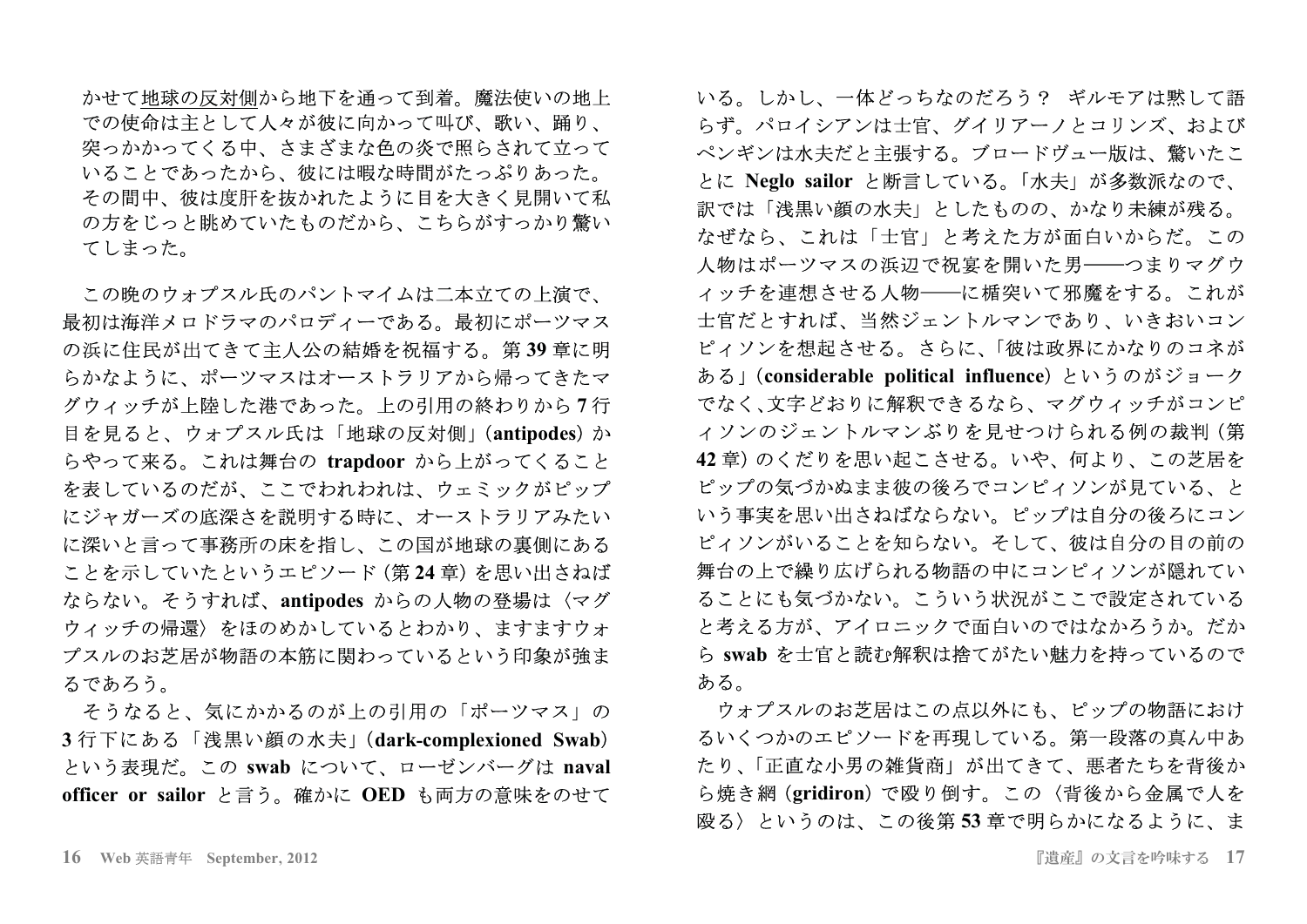かせて<u>地球の反対側</u>から地下を通って到着。魔法使いの地上での使命は主として人々が彼に向かって叫び、歌い、踊り、突っかかってくる中、さまざまな色の炎で照らされて立っていることであったから、彼には暇な時間がたっぷりあった。その間中、彼は度肝を抜かれたように目を大きく見開いて私の方をじっと眺めていたものだから、こちらがすっかり驚いてしまった。

この晩のウォプスル氏のパントマイムは二本立ての上演で、最初は海洋メロドラマのパロディーである。最初にポーツマスの浜に住民が出てきて主人公の結婚を祝福する。第 **39** 章に明らかなように、ポーツマスはオーストラリアから帰ってきたマグウィッチが上陸した港であった。上の引用の終わりから **7** 行目を見ると、ウォプスル氏は「地球の反対側」(**antipodes**) からやって来る。これは舞台の **trapdoor** から上がってくることを表しているのだが、ここでわれわれは、ウェミックがピップにジャガーズの底深さを説明する時に、オーストラリアみたいに深いと言って事務所の床を指し、この国が地球の裏側にあることを示していたというエピソード (第 **24** 章) を思い出さねばならない。そうすれば、**antipodes** からの人物の登場は〈マグウィッチの帰還〉をほのめかしているとわかり、ますますウォプスルのお芝居が物語の本筋に関わっているという印象が強まるであろう。

そうなると、気にかかるのが上の引用の「ポーツマス」の **3** 行下にある「浅黒い顔の水夫」(**dark-complexioned Swab**) という表現だ。この **swab** について、ローゼンバーグは **naval officer or sailor** と言う。確かに **OED** も両方の意味をのせている。しかし、一体どっちなのだろう？　ギルモアは黙して語らず。パロイシアンは士官、グイリアーノとコリンズ、およびペンギンは水夫だと主張する。ブロードヴュー版は、驚いたことに **Neglo sailor** と断言している。「水夫」が多数派なので、訳では「浅黒い顔の水夫」としたものの、かなり未練が残る。なぜなら、これは「士官」と考えた方が面白いからだ。この人物はポーツマスの浜辺で祝宴を開いた男——つまりマグウィッチを連想させる人物——に楯突いて邪魔をする。これが士官だとすれば、当然ジェントルマンであり、いきおいコンピィソンを想起させる。さらに、「彼は政界にかなりのコネがある」(**considerable political influence**) というのがジョークでなく、文字どおりに解釈できるなら、マグウィッチがコンピィソンのジェントルマンぶりを見せつけられる例の裁判 (第 **42** 章) のくだりを思い起こさせる。いや、何より、この芝居をピップの気づかぬまま彼の後ろでコンピィソンが見ている、という事実を思い出さねばならない。ピップは自分の後ろにコンピィソンがいることを知らない。そして、彼は自分の目の前の舞台の上で繰り広げられる物語の中にコンピィソンが隠れていることにも気づかない。こういう状況がここで設定されていると考える方が、アイロニックで面白いのではなかろうか。だから **swab** を士官と読む解釈は捨てがたい魅力を持っているのである。

ウォプスルのお芝居はこの点以外にも、ピップの物語におけるいくつかのエピソードを再現している。第一段落の真ん中あたり、「正直な小男の雑貨商」が出てきて、悪者たちを背後から焼き網 (**gridiron**) で殴り倒す。この〈背後から金属で人を殴る〉というのは、この後第 **53** 章で明らかになるように、ま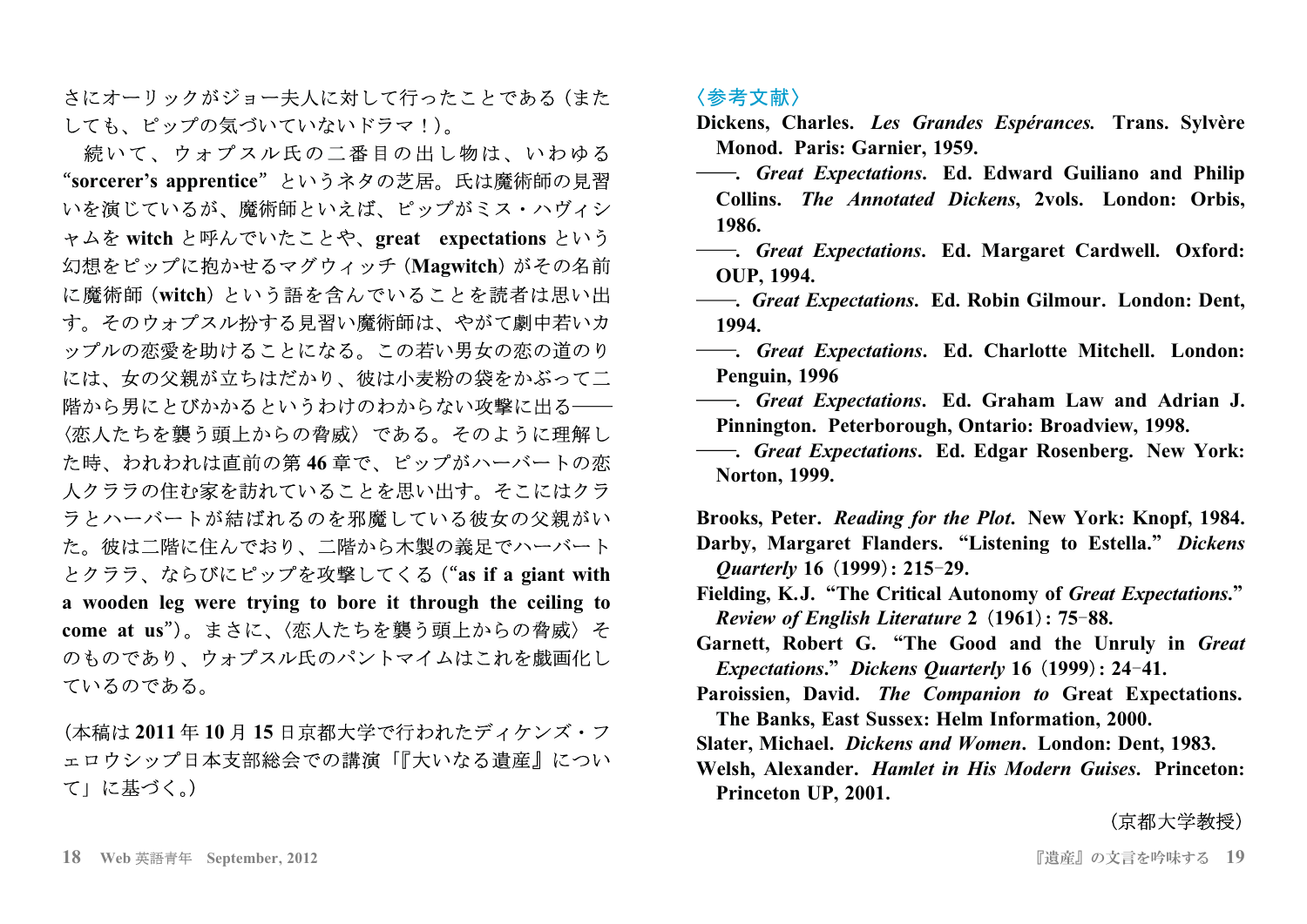さにオーリックがジョー夫人に対して行ったことである（またしても、ピップの気づいていないドラマ！）。

続いて、ウォプスル氏の二番目の出し物は、いわゆる "**sorcerer's apprentice**" というネタの芝居。氏は魔術師の見習いを演じているが、魔術師といえば、ピップがミス・ハヴィシャムを **witch** と呼んでいたことや、**great expectations** という幻想をピップに抱かせるマグウィッチ（**Magwitch**）がその名前に魔術師（**witch**）という語を含んでいることを読者は思い出す。そのウォプスル扮する見習い魔術師は、やがて劇中若いカップルの恋愛を助けることになる。この若い男女の恋の道のりには、女の父親が立ちはだかり、彼は小麦粉の袋をかぶって二階から男にとびかかるというわけのわからない攻撃に出る――〈恋人たちを襲う頭上からの脅威〉である。そのように理解した時、われわれは直前の第 **46** 章で、ピップがハーバートの恋人クララの住む家を訪れていることを思い出す。そこにはクララとハーバートが結ばれるのを邪魔している彼女の父親がいた。彼は二階に住んでおり、二階から木製の義足でハーバートとクララ、ならびにピップを攻撃してくる（"**as if a giant with a wooden leg were trying to bore it through the ceiling to come at us**"）。まさに、〈恋人たちを襲う頭上からの脅威〉そのものであり、ウォプスル氏のパントマイムはこれを戯画化しているのである。

（本稿は **2011** 年 **10** 月 **15** 日京都大学で行われたディケンズ・フェロウシップ日本支部総会での講演「『大いなる遺産』について」に基づく。）

## 〈参考文献〉

**Dickens, Charles. *Les Grandes Espérances.* Trans. Sylvère Monod. Paris: Garnier, 1959.**

**――. *Great Expectations*. Ed. Edward Guiliano and Philip Collins. *The Annotated Dickens*, 2vols. London: Orbis, 1986.**

**――. *Great Expectations*. Ed. Margaret Cardwell. Oxford: OUP, 1994.**

**――. *Great Expectations*. Ed. Robin Gilmour. London: Dent, 1994.**

**――. *Great Expectations*. Ed. Charlotte Mitchell. London: Penguin, 1996**

**――. *Great Expectations*. Ed. Graham Law and Adrian J. Pinnington. Peterborough, Ontario: Broadview, 1998.**

**――. *Great Expectations*. Ed. Edgar Rosenberg. New York: Norton, 1999.**

**Brooks, Peter. *Reading for the Plot*. New York: Knopf, 1984.**

**Darby, Margaret Flanders. "Listening to Estella." *Dickens Quarterly* 16（1999）: 215–29.**

**Fielding, K.J. "The Critical Autonomy of *Great Expectations*." *Review of English Literature* 2（1961）: 75–88.**

**Garnett, Robert G. "The Good and the Unruly in *Great Expectations*." *Dickens Quarterly* 16（1999）: 24–41.**

**Paroissien, David. *The Companion to* Great Expectations. The Banks, East Sussex: Helm Information, 2000.**

**Slater, Michael. *Dickens and Women*. London: Dent, 1983.**

**Welsh, Alexander. *Hamlet in His Modern Guises*. Princeton: Princeton UP, 2001.**

（京都大学教授）